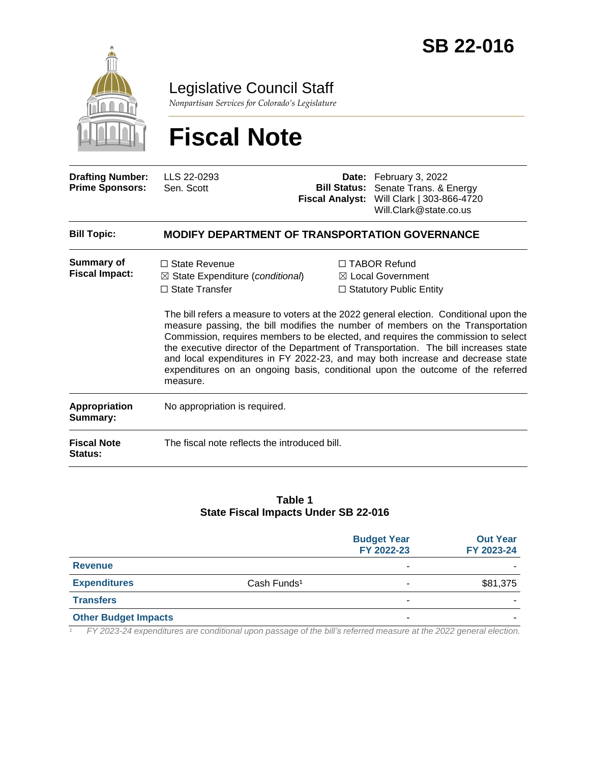# SB 22-016

## Legislative Council Staff

*Nonpartisan Services for Colorado's Legislature*

# Fiscal Note

| | | | |
|---|---|---|---|
| **Drafting Number:** | LLS 22-0293 | **Date:** | February 3, 2022 |
| **Prime Sponsors:** | Sen. Scott | **Bill Status:** | Senate Trans. & Energy |
| | | **Fiscal Analyst:** | Will Clark \| 303-866-4720<br>Will.Clark@state.co.us |

| | |
|---|---|
| **Bill Topic:** | **MODIFY DEPARTMENT OF TRANSPORTATION GOVERNANCE** |
| **Summary of Fiscal Impact:** | ☐ State Revenue<br>☒ State Expenditure (*conditional*)<br>☐ State Transfer<br>☐ TABOR Refund<br>☒ Local Government<br>☐ Statutory Public Entity<br><br>The bill refers a measure to voters at the 2022 general election. Conditional upon the measure passing, the bill modifies the number of members on the Transportation Commission, requires members to be elected, and requires the commission to select the executive director of the Department of Transportation. The bill increases state and local expenditures in FY 2022-23, and may both increase and decrease state expenditures on an ongoing basis, conditional upon the outcome of the referred measure. |
| **Appropriation Summary:** | No appropriation is required. |
| **Fiscal Note Status:** | The fiscal note reflects the introduced bill. |

**Table 1**
**State Fiscal Impacts Under SB 22-016**

| | | Budget Year FY 2022-23 | Out Year FY 2023-24 |
|---|---|---|---|
| **Revenue** | | - | - |
| **Expenditures** | Cash Funds[1] | - | $81,375 |
| **Transfers** | | - | - |
| **Other Budget Impacts** | | - | - |

[1] *FY 2023-24 expenditures are conditional upon passage of the bill's referred measure at the 2022 general election.*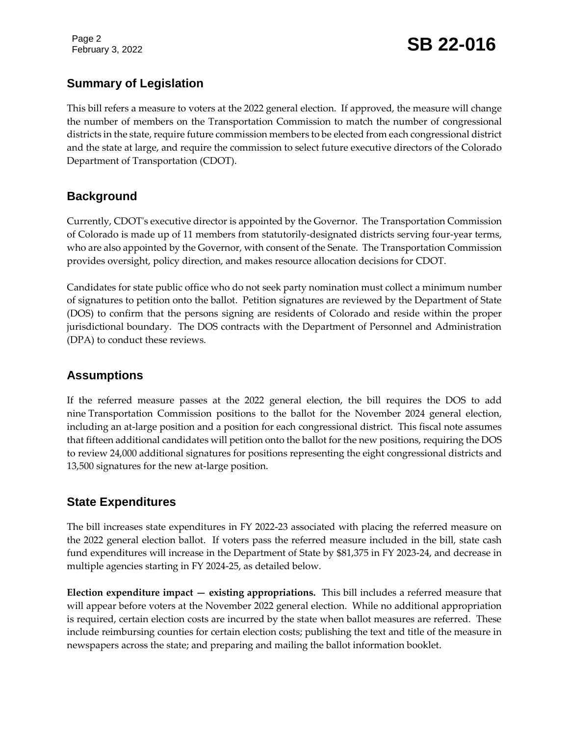## Summary of Legislation

This bill refers a measure to voters at the 2022 general election. If approved, the measure will change the number of members on the Transportation Commission to match the number of congressional districts in the state, require future commission members to be elected from each congressional district and the state at large, and require the commission to select future executive directors of the Colorado Department of Transportation (CDOT).

## Background

Currently, CDOT's executive director is appointed by the Governor. The Transportation Commission of Colorado is made up of 11 members from statutorily-designated districts serving four-year terms, who are also appointed by the Governor, with consent of the Senate. The Transportation Commission provides oversight, policy direction, and makes resource allocation decisions for CDOT.

Candidates for state public office who do not seek party nomination must collect a minimum number of signatures to petition onto the ballot. Petition signatures are reviewed by the Department of State (DOS) to confirm that the persons signing are residents of Colorado and reside within the proper jurisdictional boundary. The DOS contracts with the Department of Personnel and Administration (DPA) to conduct these reviews.

## Assumptions

If the referred measure passes at the 2022 general election, the bill requires the DOS to add nine Transportation Commission positions to the ballot for the November 2024 general election, including an at-large position and a position for each congressional district. This fiscal note assumes that fifteen additional candidates will petition onto the ballot for the new positions, requiring the DOS to review 24,000 additional signatures for positions representing the eight congressional districts and 13,500 signatures for the new at-large position.

## State Expenditures

The bill increases state expenditures in FY 2022-23 associated with placing the referred measure on the 2022 general election ballot. If voters pass the referred measure included in the bill, state cash fund expenditures will increase in the Department of State by $81,375 in FY 2023-24, and decrease in multiple agencies starting in FY 2024-25, as detailed below.

**Election expenditure impact — existing appropriations.** This bill includes a referred measure that will appear before voters at the November 2022 general election. While no additional appropriation is required, certain election costs are incurred by the state when ballot measures are referred. These include reimbursing counties for certain election costs; publishing the text and title of the measure in newspapers across the state; and preparing and mailing the ballot information booklet.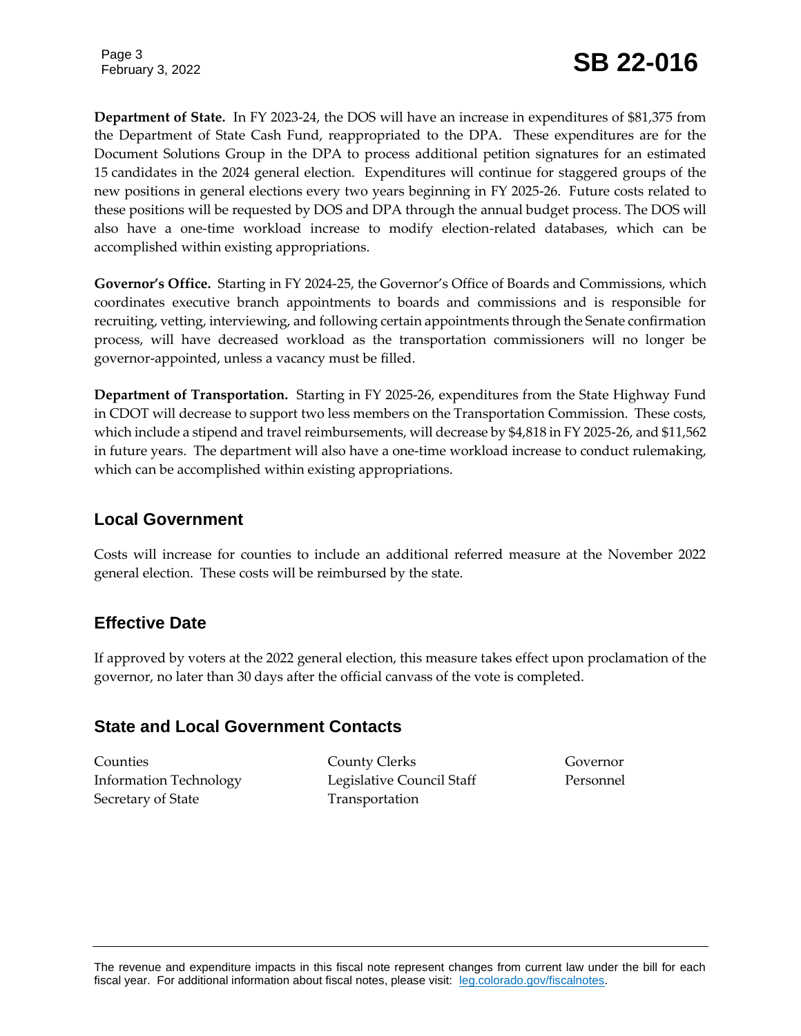**Department of State.** In FY 2023-24, the DOS will have an increase in expenditures of $81,375 from the Department of State Cash Fund, reappropriated to the DPA. These expenditures are for the Document Solutions Group in the DPA to process additional petition signatures for an estimated 15 candidates in the 2024 general election. Expenditures will continue for staggered groups of the new positions in general elections every two years beginning in FY 2025-26. Future costs related to these positions will be requested by DOS and DPA through the annual budget process. The DOS will also have a one-time workload increase to modify election-related databases, which can be accomplished within existing appropriations.

**Governor's Office.** Starting in FY 2024-25, the Governor's Office of Boards and Commissions, which coordinates executive branch appointments to boards and commissions and is responsible for recruiting, vetting, interviewing, and following certain appointments through the Senate confirmation process, will have decreased workload as the transportation commissioners will no longer be governor-appointed, unless a vacancy must be filled.

**Department of Transportation.** Starting in FY 2025-26, expenditures from the State Highway Fund in CDOT will decrease to support two less members on the Transportation Commission. These costs, which include a stipend and travel reimbursements, will decrease by $4,818 in FY 2025-26, and $11,562 in future years. The department will also have a one-time workload increase to conduct rulemaking, which can be accomplished within existing appropriations.

## Local Government

Costs will increase for counties to include an additional referred measure at the November 2022 general election. These costs will be reimbursed by the state.

## Effective Date

If approved by voters at the 2022 general election, this measure takes effect upon proclamation of the governor, no later than 30 days after the official canvass of the vote is completed.

## State and Local Government Contacts

| | | |
|---|---|---|
| Counties | County Clerks | Governor |
| Information Technology | Legislative Council Staff | Personnel |
| Secretary of State | Transportation | |

The revenue and expenditure impacts in this fiscal note represent changes from current law under the bill for each fiscal year. For additional information about fiscal notes, please visit: [leg.colorado.gov/fiscalnotes](leg.colorado.gov/fiscalnotes).